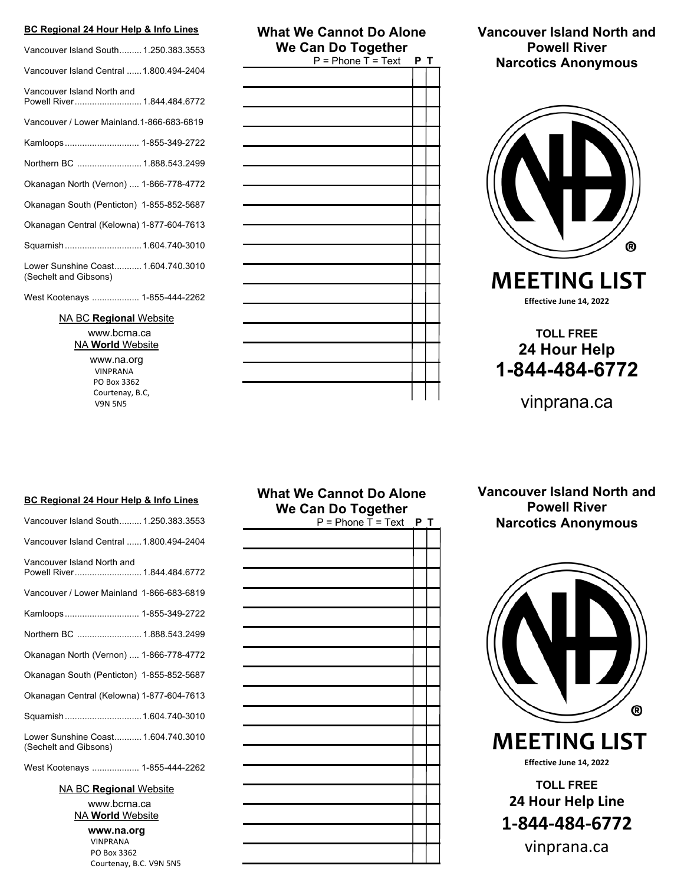**BC Regional 24 Hour Help & Info Lines**

Vancouver Island South......... 1.250.383.3553

Vancouver Island Central ...... 1.800.494-2404

Vancouver Island North and Powell River........................... 1.844.484.6772

Vancouver / Lower Mainland.1-866-683-6819

Kamloops.............................. 1-855-349-2722

Northern BC .......................... 1.888.543.2499

Okanagan North (Vernon) .... 1-866-778-4772

Okanagan South (Penticton) 1-855-852-5687

Okanagan Central (Kelowna) 1-877-604-7613

Squamish............................... 1.604.740-3010

Lower Sunshine Coast........... 1.604.740.3010 (Sechelt and Gibsons)

West Kootenays ................... 1-855-444-2262

NA BC **Regional** Website

www.bcrna.ca

NA **World** Website

www.na.org

VINPRANA
PO Box 3362
Courtenay, B.C,
V9N 5N5

## What We Cannot Do Alone We Can Do Together

P = Phone T = Text

| | P | T |
|---|---|---|
| | | |
| | | |
| | | |
| | | |
| | | |
| | | |
| | | |
| | | |
| | | |
| | | |
| | | |
| | | |
| | | |
| | | |
| | | |
| | | |

## Vancouver Island North and Powell River Narcotics Anonymous

# MEETING LIST

**Effective June 14, 2022**

**TOLL FREE**

**24 Hour Help**

**1-844-484-6772**

vinprana.ca

---

**BC Regional 24 Hour Help & Info Lines**

Vancouver Island South......... 1.250.383.3553

Vancouver Island Central ...... 1.800.494-2404

Vancouver Island North and Powell River........................... 1.844.484.6772

Vancouver / Lower Mainland 1-866-683-6819

Kamloops.............................. 1-855-349-2722

Northern BC .......................... 1.888.543.2499

Okanagan North (Vernon) .... 1-866-778-4772

Okanagan South (Penticton) 1-855-852-5687

Okanagan Central (Kelowna) 1-877-604-7613

Squamish............................... 1.604.740-3010

Lower Sunshine Coast........... 1.604.740.3010 (Sechelt and Gibsons)

West Kootenays ................... 1-855-444-2262

NA BC **Regional** Website

www.bcrna.ca

NA **World** Website

**www.na.org**

VINPRANA
PO Box 3362
Courtenay, B.C. V9N 5N5

## What We Cannot Do Alone We Can Do Together

P = Phone T = Text

| | P | T |
|---|---|---|
| | | |
| | | |
| | | |
| | | |
| | | |
| | | |
| | | |
| | | |
| | | |
| | | |
| | | |
| | | |
| | | |
| | | |
| | | |
| | | |
| | | |

## Vancouver Island North and Powell River Narcotics Anonymous

# MEETING LIST

**Effective June 14, 2022**

**TOLL FREE**

**24 Hour Help Line**

**1-844-484-6772**

vinprana.ca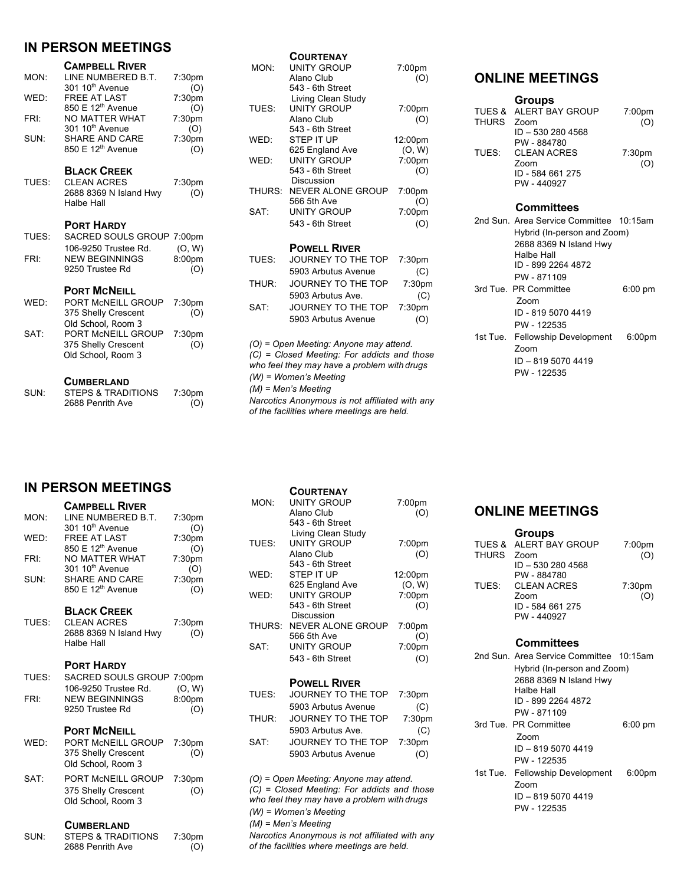## IN PERSON MEETINGS

### CAMPBELL RIVER

| | | |
|---|---|---|
| MON: | LINE NUMBERED B.T.<br>301 10th Avenue | 7:30pm<br>(O) |
| WED: | FREE AT LAST<br>850 E 12th Avenue | 7:30pm<br>(O) |
| FRI: | NO MATTER WHAT<br>301 10th Avenue | 7:30pm<br>(O) |
| SUN: | SHARE AND CARE<br>850 E 12th Avenue | 7:30pm<br>(O) |

### BLACK CREEK

| | | |
|---|---|---|
| TUES: | CLEAN ACRES<br>2688 8369 N Island Hwy<br>Halbe Hall | 7:30pm<br>(O) |

### PORT HARDY

| | | |
|---|---|---|
| TUES: | SACRED SOULS GROUP<br>106-9250 Trustee Rd. | 7:00pm<br>(O, W) |
| FRI: | NEW BEGINNINGS<br>9250 Trustee Rd | 8:00pm<br>(O) |

### PORT MCNEILL

| | | |
|---|---|---|
| WED: | PORT McNEILL GROUP<br>375 Shelly Crescent<br>Old School, Room 3 | 7:30pm<br>(O) |
| SAT: | PORT McNEILL GROUP<br>375 Shelly Crescent<br>Old School, Room 3 | 7:30pm<br>(O) |

### CUMBERLAND

| | | |
|---|---|---|
| SUN: | STEPS & TRADITIONS<br>2688 Penrith Ave | 7:30pm<br>(O) |

### COURTENAY

| | | |
|---|---|---|
| MON: | UNITY GROUP<br>Alano Club<br>543 - 6th Street<br>Living Clean Study | 7:00pm<br>(O) |
| TUES: | UNITY GROUP<br>Alano Club<br>543 - 6th Street | 7:00pm<br>(O) |
| WED: | STEP IT UP<br>625 England Ave | 12:00pm<br>(O, W) |
| WED: | UNITY GROUP<br>543 - 6th Street<br>Discussion | 7:00pm<br>(O) |
| THURS: | NEVER ALONE GROUP<br>566 5th Ave | 7:00pm<br>(O) |
| SAT: | UNITY GROUP<br>543 - 6th Street | 7:00pm<br>(O) |

### POWELL RIVER

| | | |
|---|---|---|
| TUES: | JOURNEY TO THE TOP<br>5903 Arbutus Avenue | 7:30pm<br>(C) |
| THUR: | JOURNEY TO THE TOP<br>5903 Arbutus Ave. | 7:30pm<br>(C) |
| SAT: | JOURNEY TO THE TOP<br>5903 Arbutus Avenue | 7:30pm<br>(O) |

*(O) = Open Meeting: Anyone may attend.*
*(C) = Closed Meeting: For addicts and those who feel they may have a problem with drugs*
*(W) = Women's Meeting*
*(M) = Men's Meeting*
*Narcotics Anonymous is not affiliated with any of the facilities where meetings are held.*

## ONLINE MEETINGS

### Groups

| | | |
|---|---|---|
| TUES & THURS | ALERT BAY GROUP<br>Zoom<br>ID – 530 280 4568<br>PW - 884780 | 7:00pm<br>(O) |
| TUES: | CLEAN ACRES<br>Zoom<br>ID - 584 661 275<br>PW - 440927 | 7:30pm<br>(O) |

### Committees

| | | |
|---|---|---|
| 2nd Sun. | Area Service Committee<br>Hybrid (In-person and Zoom)<br>2688 8369 N Island Hwy<br>Halbe Hall<br>ID - 899 2264 4872<br>PW - 871109 | 10:15am |
| 3rd Tue. | PR Committee<br>Zoom<br>ID - 819 5070 4419<br>PW - 122535 | 6:00 pm |
| 1st Tue. | Fellowship Development<br>Zoom<br>ID – 819 5070 4419<br>PW - 122535 | 6:00pm |

## IN PERSON MEETINGS

### CAMPBELL RIVER

| | | |
|---|---|---|
| MON: | LINE NUMBERED B.T.<br>301 10th Avenue | 7:30pm<br>(O) |
| WED: | FREE AT LAST<br>850 E 12th Avenue | 7:30pm<br>(O) |
| FRI: | NO MATTER WHAT<br>301 10th Avenue | 7:30pm<br>(O) |
| SUN: | SHARE AND CARE<br>850 E 12th Avenue | 7:30pm<br>(O) |

### BLACK CREEK

| | | |
|---|---|---|
| TUES: | CLEAN ACRES<br>2688 8369 N Island Hwy<br>Halbe Hall | 7:30pm<br>(O) |

### PORT HARDY

| | | |
|---|---|---|
| TUES: | SACRED SOULS GROUP<br>106-9250 Trustee Rd. | 7:00pm<br>(O, W) |
| FRI: | NEW BEGINNINGS<br>9250 Trustee Rd | 8:00pm<br>(O) |

### PORT MCNEILL

| | | |
|---|---|---|
| WED: | PORT McNEILL GROUP<br>375 Shelly Crescent<br>Old School, Room 3 | 7:30pm<br>(O) |
| SAT: | PORT McNEILL GROUP<br>375 Shelly Crescent<br>Old School, Room 3 | 7:30pm<br>(O) |

### CUMBERLAND

| | | |
|---|---|---|
| SUN: | STEPS & TRADITIONS<br>2688 Penrith Ave | 7:30pm<br>(O) |

### COURTENAY

| | | |
|---|---|---|
| MON: | UNITY GROUP<br>Alano Club<br>543 - 6th Street<br>Living Clean Study | 7:00pm<br>(O) |
| TUES: | UNITY GROUP<br>Alano Club<br>543 - 6th Street | 7:00pm<br>(O) |
| WED: | STEP IT UP<br>625 England Ave | 12:00pm<br>(O, W) |
| WED: | UNITY GROUP<br>543 - 6th Street<br>Discussion | 7:00pm<br>(O) |
| THURS: | NEVER ALONE GROUP<br>566 5th Ave | 7:00pm<br>(O) |
| SAT: | UNITY GROUP<br>543 - 6th Street | 7:00pm<br>(O) |

### POWELL RIVER

| | | |
|---|---|---|
| TUES: | JOURNEY TO THE TOP<br>5903 Arbutus Avenue | 7:30pm<br>(C) |
| THUR: | JOURNEY TO THE TOP<br>5903 Arbutus Ave. | 7:30pm<br>(C) |
| SAT: | JOURNEY TO THE TOP<br>5903 Arbutus Avenue | 7:30pm<br>(O) |

*(O) = Open Meeting: Anyone may attend.*
*(C) = Closed Meeting: For addicts and those who feel they may have a problem with drugs*
*(W) = Women's Meeting*
*(M) = Men's Meeting*
*Narcotics Anonymous is not affiliated with any of the facilities where meetings are held.*

## ONLINE MEETINGS

### Groups

| | | |
|---|---|---|
| TUES & THURS | ALERT BAY GROUP<br>Zoom<br>ID – 530 280 4568<br>PW - 884780 | 7:00pm<br>(O) |
| TUES: | CLEAN ACRES<br>Zoom<br>ID - 584 661 275<br>PW - 440927 | 7:30pm<br>(O) |

### Committees

| | | |
|---|---|---|
| 2nd Sun. | Area Service Committee<br>Hybrid (In-person and Zoom)<br>2688 8369 N Island Hwy<br>Halbe Hall<br>ID - 899 2264 4872<br>PW - 871109 | 10:15am |
| 3rd Tue. | PR Committee<br>Zoom<br>ID – 819 5070 4419<br>PW - 122535 | 6:00 pm |
| 1st Tue. | Fellowship Development<br>Zoom<br>ID – 819 5070 4419<br>PW - 122535 | 6:00pm |